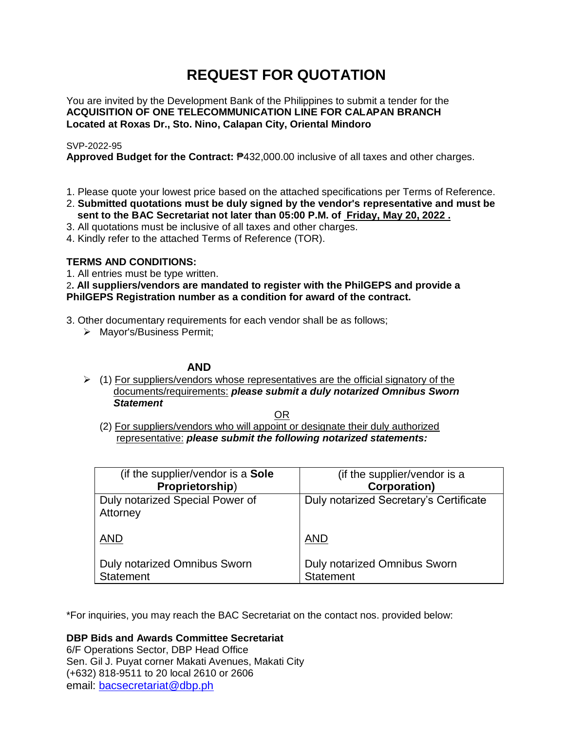# REQUEST FOR QUOTATION

You are invited by the Development Bank of the Philippines to submit a tender for the
**ACQUISITION OF ONE TELECOMMUNICATION LINE FOR CALAPAN BRANCH**
**Located at Roxas Dr., Sto. Nino, Calapan City, Oriental Mindoro**

SVP-2022-95
**Approved Budget for the Contract:** ₱432,000.00 inclusive of all taxes and other charges.

1. Please quote your lowest price based on the attached specifications per Terms of Reference.
2. **Submitted quotations must be duly signed by the vendor's representative and must be sent to the BAC Secretariat not later than 05:00 P.M. of Friday, May 20, 2022 .**
3. All quotations must be inclusive of all taxes and other charges.
4. Kindly refer to the attached Terms of Reference (TOR).

**TERMS AND CONDITIONS:**

1. All entries must be type written.
2. **All suppliers/vendors are mandated to register with the PhilGEPS and provide a PhilGEPS Registration number as a condition for award of the contract.**
3. Other documentary requirements for each vendor shall be as follows;
   - Mayor's/Business Permit;

**AND**

- (1) For suppliers/vendors whose representatives are the official signatory of the documents/requirements: ***please submit a duly notarized Omnibus Sworn Statement***

OR

(2) For suppliers/vendors who will appoint or designate their duly authorized representative: ***please submit the following notarized statements:***

| (if the supplier/vendor is a **Sole Proprietorship**) | (if the supplier/vendor is a **Corporation)** |
|---|---|
| Duly notarized Special Power of Attorney<br><br>AND<br><br>Duly notarized Omnibus Sworn Statement | Duly notarized Secretary's Certificate<br><br>AND<br><br>Duly notarized Omnibus Sworn Statement |

*For inquiries, you may reach the BAC Secretariat on the contact nos. provided below:

**DBP Bids and Awards Committee Secretariat**
6/F Operations Sector, DBP Head Office
Sen. Gil J. Puyat corner Makati Avenues, Makati City
(+632) 818-9511 to 20 local 2610 or 2606
email: bacsecretariat@dbp.ph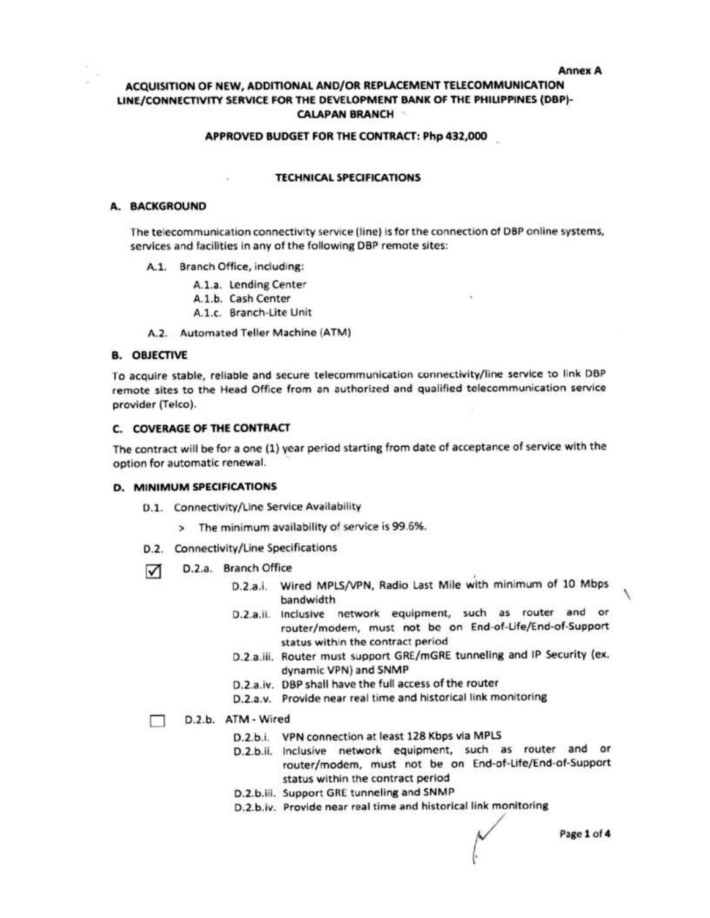Annex A

# ACQUISITION OF NEW, ADDITIONAL AND/OR REPLACEMENT TELECOMMUNICATION LINE/CONNECTIVITY SERVICE FOR THE DEVELOPMENT BANK OF THE PHILIPPINES (DBP)-CALAPAN BRANCH

**APPROVED BUDGET FOR THE CONTRACT: Php 432,000**

## TECHNICAL SPECIFICATIONS

### A. BACKGROUND

The telecommunication connectivity service (line) is for the connection of DBP online systems, services and facilities in any of the following DBP remote sites:

- A.1. Branch Office, including:
  - A.1.a. Lending Center
  - A.1.b. Cash Center
  - A.1.c. Branch-Lite Unit
- A.2. Automated Teller Machine (ATM)

### B. OBJECTIVE

To acquire stable, reliable and secure telecommunication connectivity/line service to link DBP remote sites to the Head Office from an authorized and qualified telecommunication service provider (Telco).

### C. COVERAGE OF THE CONTRACT

The contract will be for a one (1) year period starting from date of acceptance of service with the option for automatic renewal.

### D. MINIMUM SPECIFICATIONS

- D.1. Connectivity/Line Service Availability
  - > The minimum availability of service is 99.6%.
- D.2. Connectivity/Line Specifications

☑ D.2.a. Branch Office

- D.2.a.i. Wired MPLS/VPN, Radio Last Mile with minimum of 10 Mbps bandwidth
- D.2.a.ii. Inclusive network equipment, such as router and or router/modem, must not be on End-of-Life/End-of-Support status within the contract period
- D.2.a.iii. Router must support GRE/mGRE tunneling and IP Security (ex. dynamic VPN) and SNMP
- D.2.a.iv. DBP shall have the full access of the router
- D.2.a.v. Provide near real time and historical link monitoring

☐ D.2.b. ATM - Wired

- D.2.b.i. VPN connection at least 128 Kbps via MPLS
- D.2.b.ii. Inclusive network equipment, such as router and or router/modem, must not be on End-of-Life/End-of-Support status within the contract period
- D.2.b.iii. Support GRE tunneling and SNMP
- D.2.b.iv. Provide near real time and historical link monitoring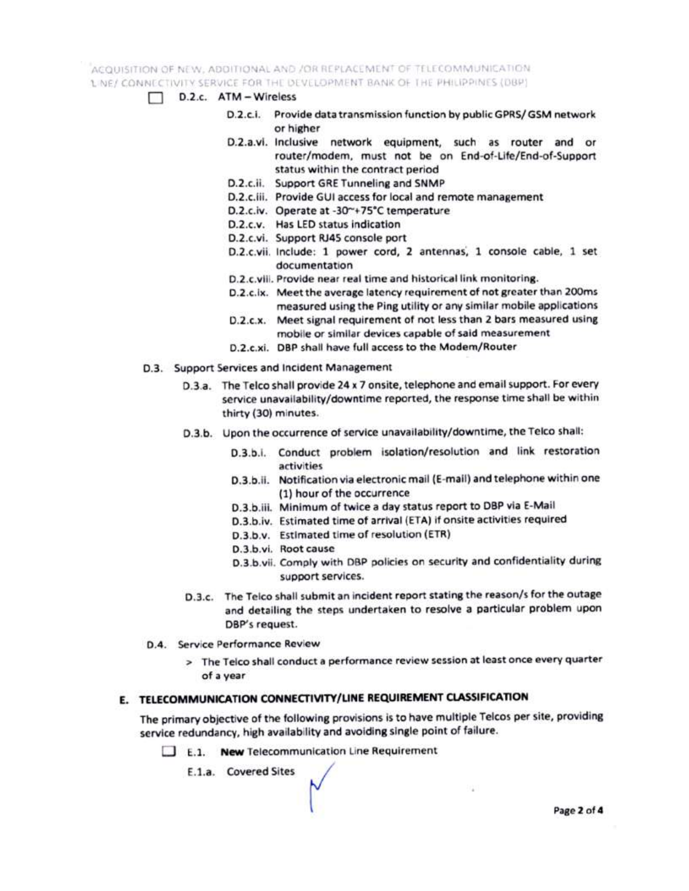☐ D.2.c. ATM – Wireless

- D.2.c.i. Provide data transmission function by public GPRS/ GSM network or higher
- D.2.a.vi. Inclusive network equipment, such as router and or router/modem, must not be on End-of-Life/End-of-Support status within the contract period
- D.2.c.ii. Support GRE Tunneling and SNMP
- D.2.c.iii. Provide GUI access for local and remote management
- D.2.c.iv. Operate at -30~+75°C temperature
- D.2.c.v. Has LED status indication
- D.2.c.vi. Support RJ45 console port
- D.2.c.vii. Include: 1 power cord, 2 antennas, 1 console cable, 1 set documentation
- D.2.c.viii. Provide near real time and historical link monitoring.
- D.2.c.ix. Meet the average latency requirement of not greater than 200ms measured using the Ping utility or any similar mobile applications
- D.2.c.x. Meet signal requirement of not less than 2 bars measured using mobile or similar devices capable of said measurement
- D.2.c.xi. DBP shall have full access to the Modem/Router

D.3. Support Services and Incident Management

- D.3.a. The Telco shall provide 24 x 7 onsite, telephone and email support. For every service unavailability/downtime reported, the response time shall be within thirty (30) minutes.
- D.3.b. Upon the occurrence of service unavailability/downtime, the Telco shall:
  - D.3.b.i. Conduct problem isolation/resolution and link restoration activities
  - D.3.b.ii. Notification via electronic mail (E-mail) and telephone within one (1) hour of the occurrence
  - D.3.b.iii. Minimum of twice a day status report to DBP via E-Mail
  - D.3.b.iv. Estimated time of arrival (ETA) if onsite activities required
  - D.3.b.v. Estimated time of resolution (ETR)
  - D.3.b.vi. Root cause
  - D.3.b.vii. Comply with DBP policies on security and confidentiality during support services.
- D.3.c. The Telco shall submit an incident report stating the reason/s for the outage and detailing the steps undertaken to resolve a particular problem upon DBP's request.

D.4. Service Performance Review

> The Telco shall conduct a performance review session at least once every quarter of a year

## E. TELECOMMUNICATION CONNECTIVITY/LINE REQUIREMENT CLASSIFICATION

The primary objective of the following provisions is to have multiple Telcos per site, providing service redundancy, high availability and avoiding single point of failure.

☐ E.1. **New** Telecommunication Line Requirement

E.1.a. Covered Sites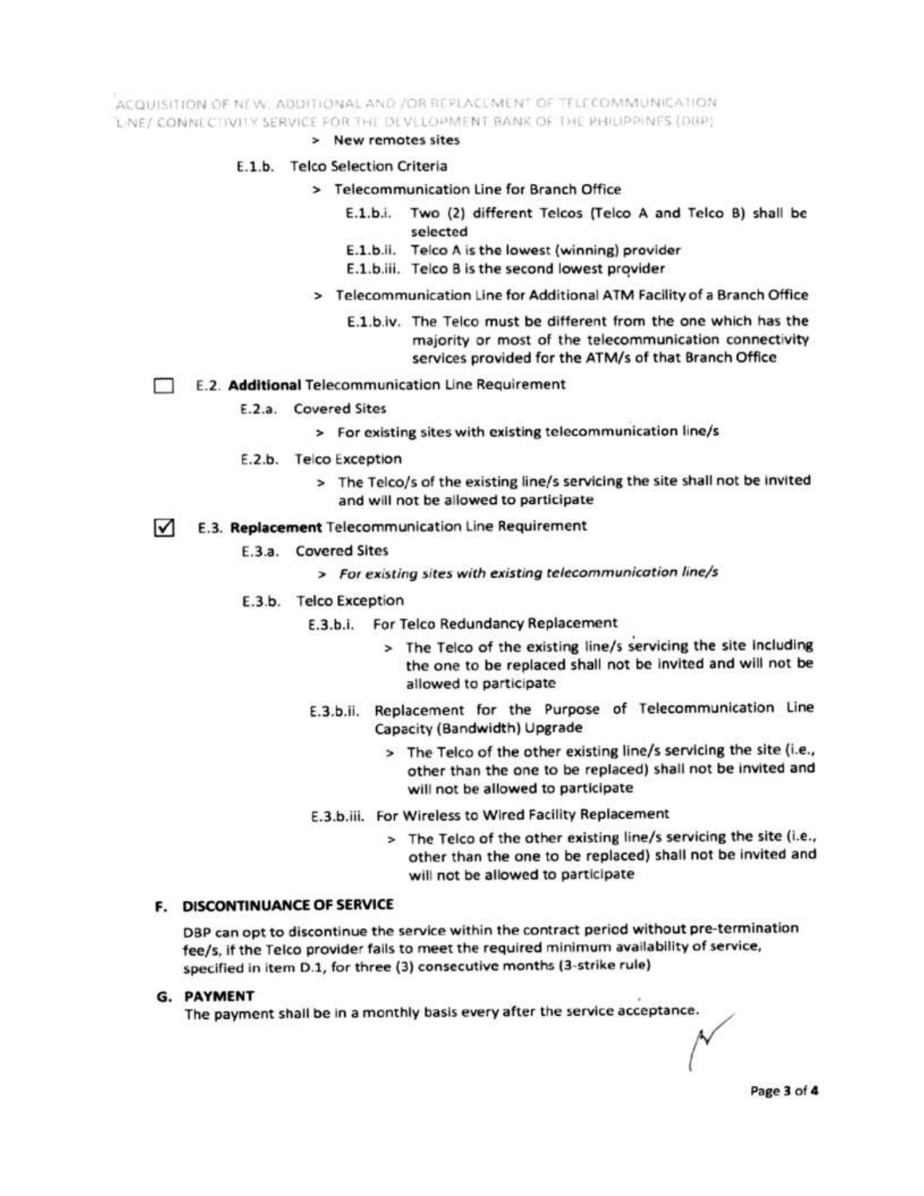> New remotes sites

E.1.b. Telco Selection Criteria

> Telecommunication Line for Branch Office

E.1.b.i. Two (2) different Telcos (Telco A and Telco B) shall be selected

E.1.b.ii. Telco A is the lowest (winning) provider

E.1.b.iii. Telco B is the second lowest provider

> Telecommunication Line for Additional ATM Facility of a Branch Office

E.1.b.iv. The Telco must be different from the one which has the majority or most of the telecommunication connectivity services provided for the ATM/s of that Branch Office

☐ E.2. **Additional** Telecommunication Line Requirement

E.2.a. Covered Sites

> For existing sites with existing telecommunication line/s

E.2.b. Telco Exception

> The Telco/s of the existing line/s servicing the site shall not be invited and will not be allowed to participate

☑ E.3. **Replacement** Telecommunication Line Requirement

E.3.a. Covered Sites

> *For existing sites with existing telecommunication line/s*

E.3.b. Telco Exception

E.3.b.i. For Telco Redundancy Replacement

> The Telco of the existing line/s servicing the site including the one to be replaced shall not be invited and will not be allowed to participate

E.3.b.ii. Replacement for the Purpose of Telecommunication Line Capacity (Bandwidth) Upgrade

> The Telco of the other existing line/s servicing the site (i.e., other than the one to be replaced) shall not be invited and will not be allowed to participate

E.3.b.iii. For Wireless to Wired Facility Replacement

> The Telco of the other existing line/s servicing the site (i.e., other than the one to be replaced) shall not be invited and will not be allowed to participate

## F. DISCONTINUANCE OF SERVICE

DBP can opt to discontinue the service within the contract period without pre-termination fee/s, if the Telco provider fails to meet the required minimum availability of service, specified in item D.1, for three (3) consecutive months (3-strike rule)

## G. PAYMENT

The payment shall be in a monthly basis every after the service acceptance.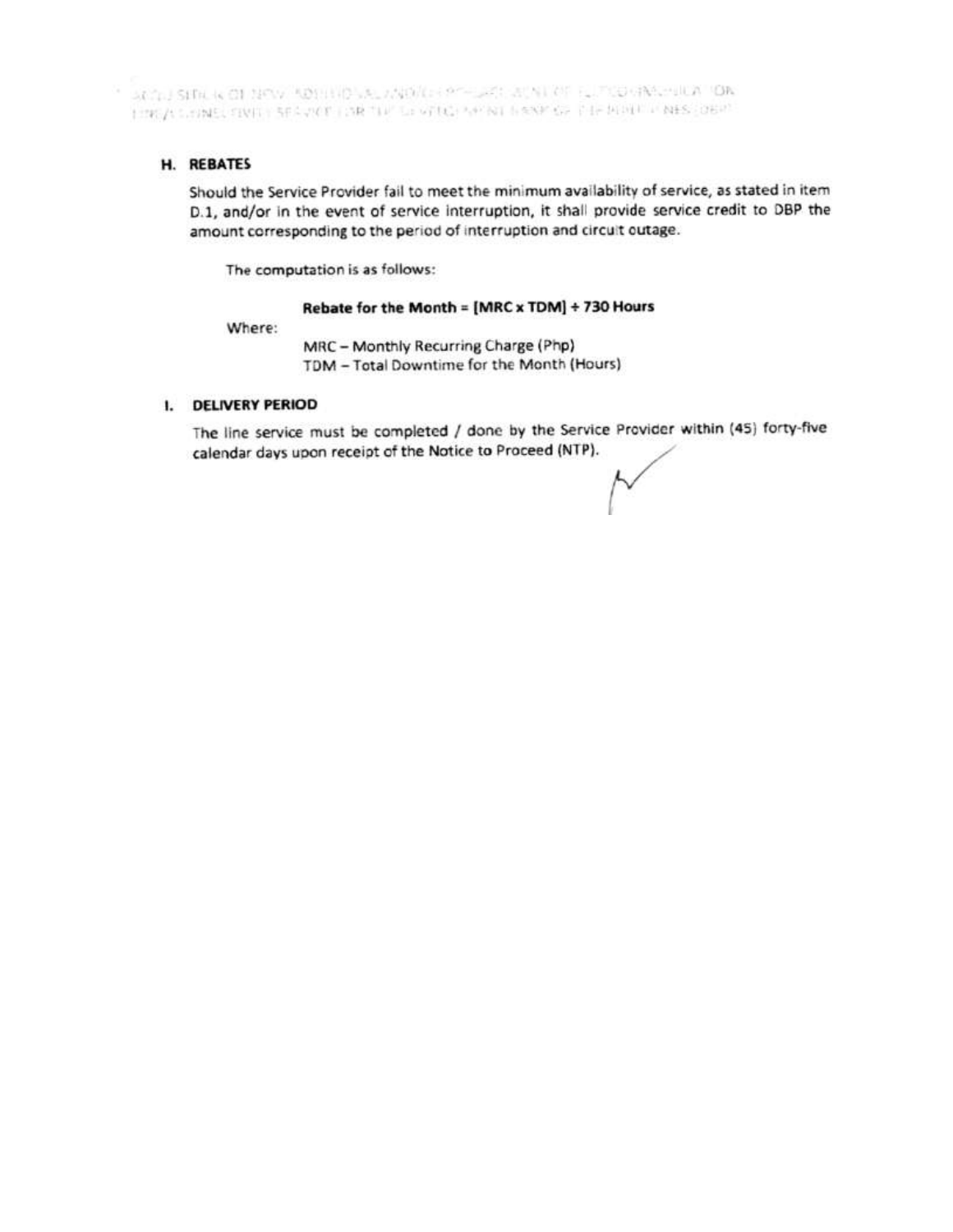## H. REBATES

Should the Service Provider fail to meet the minimum availability of service, as stated in item D.1, and/or in the event of service interruption, it shall provide service credit to DBP the amount corresponding to the period of interruption and circuit outage.

The computation is as follows:

**Rebate for the Month = [MRC x TDM] ÷ 730 Hours**

Where:

MRC – Monthly Recurring Charge (Php)
TDM – Total Downtime for the Month (Hours)

## I. DELIVERY PERIOD

The line service must be completed / done by the Service Provider within (45) forty-five calendar days upon receipt of the Notice to Proceed (NTP).